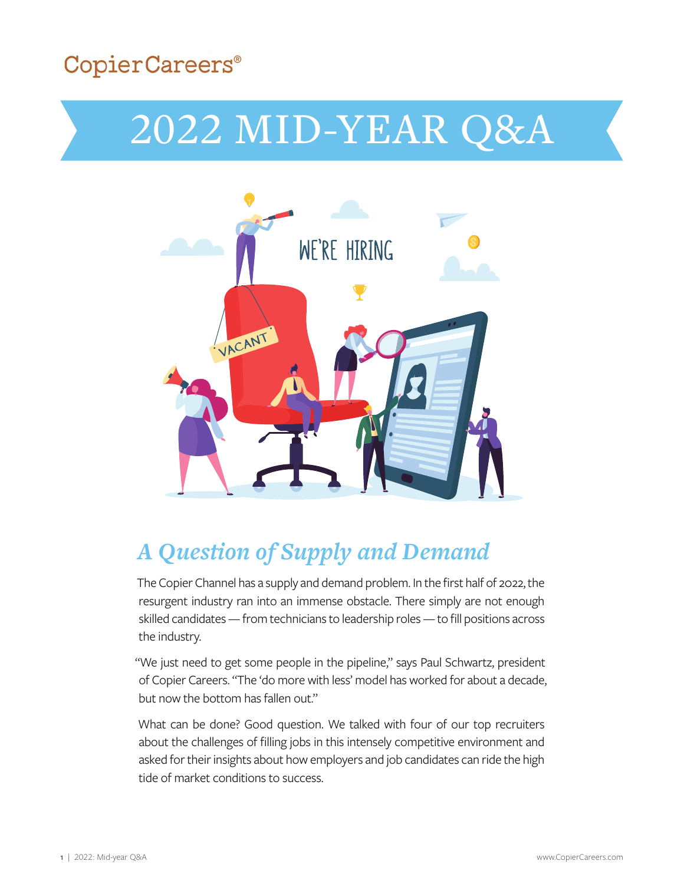CopierCareers®

# 2022 MID-YEAR Q&A

## *A Question of Supply and Demand*

The Copier Channel has a supply and demand problem. In the first half of 2022, the resurgent industry ran into an immense obstacle. There simply are not enough skilled candidates — from technicians to leadership roles — to fill positions across the industry.

"We just need to get some people in the pipeline," says Paul Schwartz, president of Copier Careers. "The 'do more with less' model has worked for about a decade, but now the bottom has fallen out."

What can be done? Good question. We talked with four of our top recruiters about the challenges of filling jobs in this intensely competitive environment and asked for their insights about how employers and job candidates can ride the high tide of market conditions to success.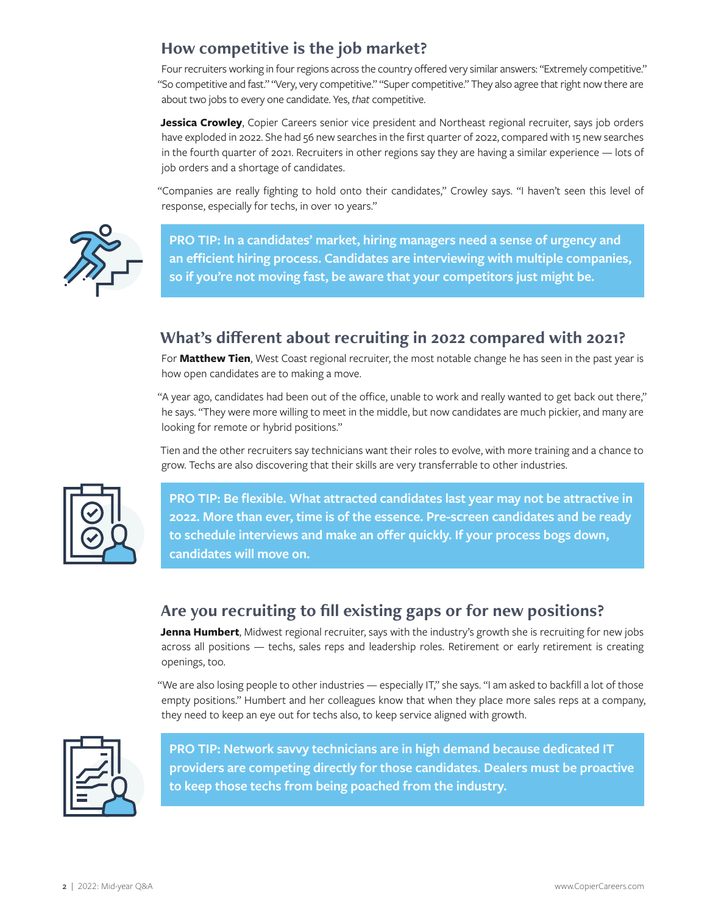## How competitive is the job market?

Four recruiters working in four regions across the country offered very similar answers: "Extremely competitive." "So competitive and fast." "Very, very competitive." "Super competitive." They also agree that right now there are about two jobs to every one candidate. Yes, *that* competitive.

**Jessica Crowley**, Copier Careers senior vice president and Northeast regional recruiter, says job orders have exploded in 2022. She had 56 new searches in the first quarter of 2022, compared with 15 new searches in the fourth quarter of 2021. Recruiters in other regions say they are having a similar experience — lots of job orders and a shortage of candidates.

"Companies are really fighting to hold onto their candidates," Crowley says. "I haven't seen this level of response, especially for techs, in over 10 years."

**PRO TIP: In a candidates' market, hiring managers need a sense of urgency and an efficient hiring process. Candidates are interviewing with multiple companies, so if you're not moving fast, be aware that your competitors just might be.**

## What's different about recruiting in 2022 compared with 2021?

For **Matthew Tien**, West Coast regional recruiter, the most notable change he has seen in the past year is how open candidates are to making a move.

"A year ago, candidates had been out of the office, unable to work and really wanted to get back out there," he says. "They were more willing to meet in the middle, but now candidates are much pickier, and many are looking for remote or hybrid positions."

Tien and the other recruiters say technicians want their roles to evolve, with more training and a chance to grow. Techs are also discovering that their skills are very transferrable to other industries.

**PRO TIP: Be flexible. What attracted candidates last year may not be attractive in 2022. More than ever, time is of the essence. Pre-screen candidates and be ready to schedule interviews and make an offer quickly. If your process bogs down, candidates will move on.**

## Are you recruiting to fill existing gaps or for new positions?

**Jenna Humbert**, Midwest regional recruiter, says with the industry's growth she is recruiting for new jobs across all positions — techs, sales reps and leadership roles. Retirement or early retirement is creating openings, too.

"We are also losing people to other industries — especially IT," she says. "I am asked to backfill a lot of those empty positions." Humbert and her colleagues know that when they place more sales reps at a company, they need to keep an eye out for techs also, to keep service aligned with growth.

**PRO TIP: Network savvy technicians are in high demand because dedicated IT providers are competing directly for those candidates. Dealers must be proactive to keep those techs from being poached from the industry.**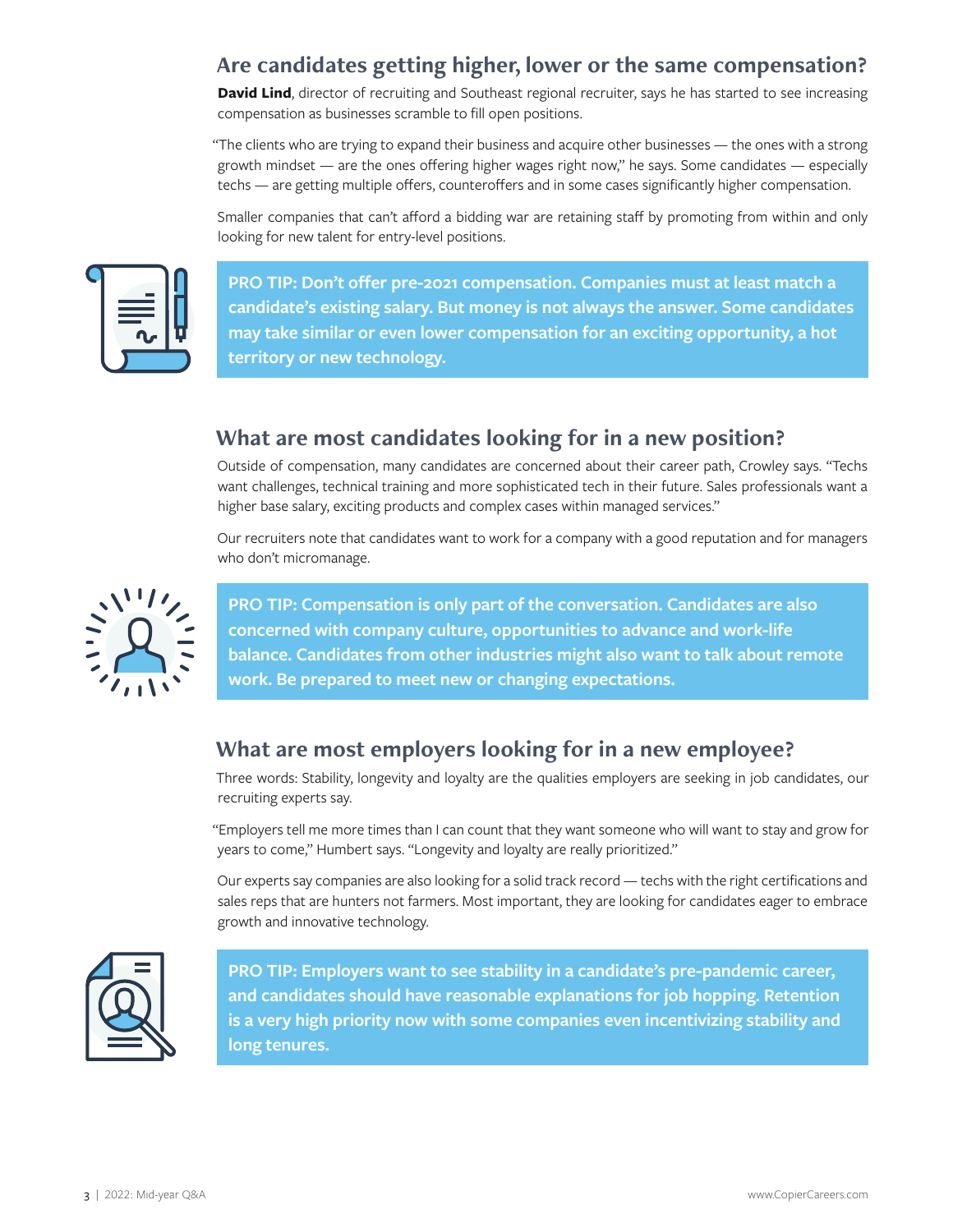## Are candidates getting higher, lower or the same compensation?

**David Lind**, director of recruiting and Southeast regional recruiter, says he has started to see increasing compensation as businesses scramble to fill open positions.

"The clients who are trying to expand their business and acquire other businesses — the ones with a strong growth mindset — are the ones offering higher wages right now," he says. Some candidates — especially techs — are getting multiple offers, counteroffers and in some cases significantly higher compensation.

Smaller companies that can't afford a bidding war are retaining staff by promoting from within and only looking for new talent for entry-level positions.

**PRO TIP: Don't offer pre-2021 compensation. Companies must at least match a candidate's existing salary. But money is not always the answer. Some candidates may take similar or even lower compensation for an exciting opportunity, a hot territory or new technology.**

## What are most candidates looking for in a new position?

Outside of compensation, many candidates are concerned about their career path, Crowley says. "Techs want challenges, technical training and more sophisticated tech in their future. Sales professionals want a higher base salary, exciting products and complex cases within managed services."

Our recruiters note that candidates want to work for a company with a good reputation and for managers who don't micromanage.

**PRO TIP: Compensation is only part of the conversation. Candidates are also concerned with company culture, opportunities to advance and work-life balance. Candidates from other industries might also want to talk about remote work. Be prepared to meet new or changing expectations.**

## What are most employers looking for in a new employee?

Three words: Stability, longevity and loyalty are the qualities employers are seeking in job candidates, our recruiting experts say.

"Employers tell me more times than I can count that they want someone who will want to stay and grow for years to come," Humbert says. "Longevity and loyalty are really prioritized."

Our experts say companies are also looking for a solid track record — techs with the right certifications and sales reps that are hunters not farmers. Most important, they are looking for candidates eager to embrace growth and innovative technology.

**PRO TIP: Employers want to see stability in a candidate's pre-pandemic career, and candidates should have reasonable explanations for job hopping. Retention is a very high priority now with some companies even incentivizing stability and long tenures.**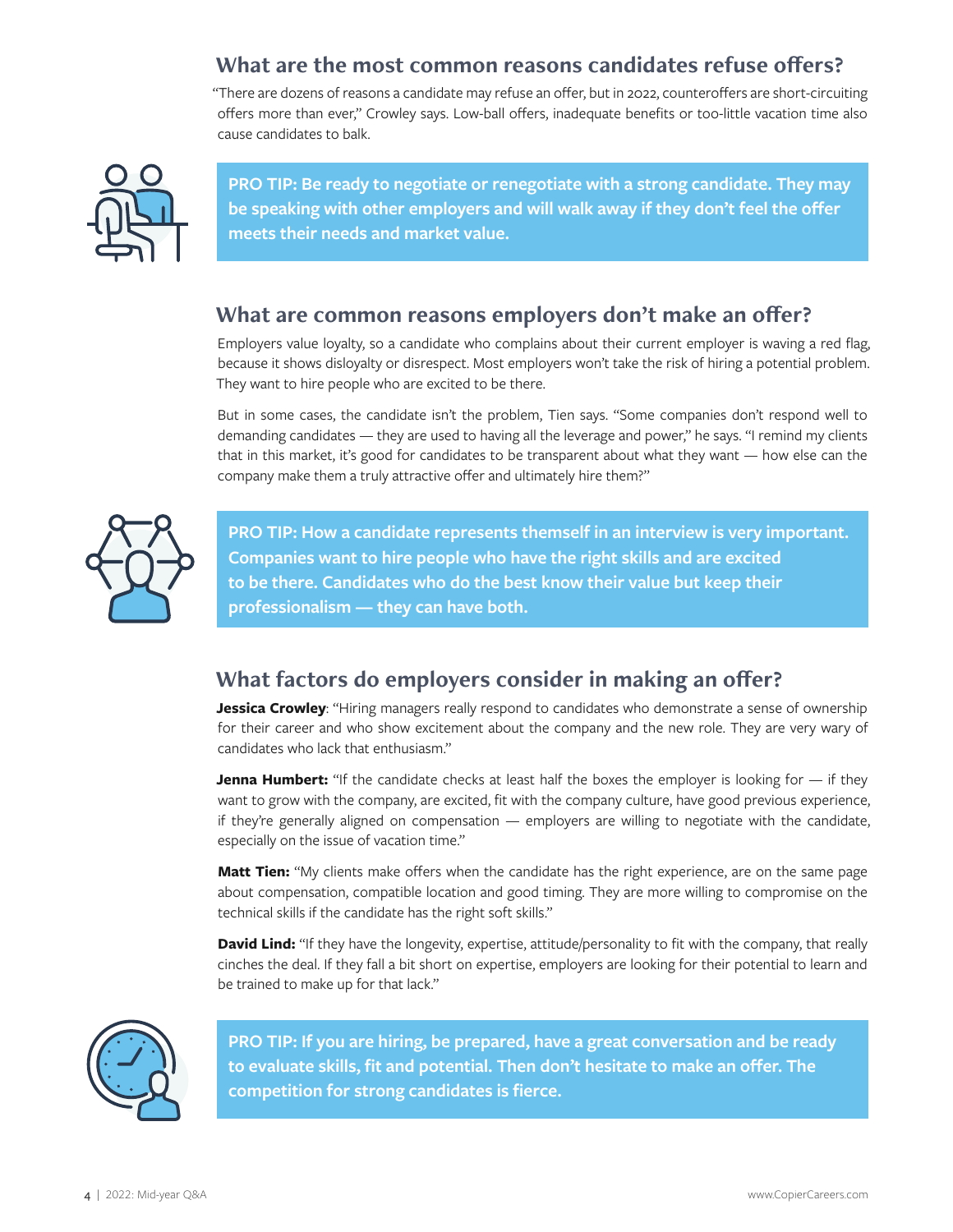## What are the most common reasons candidates refuse offers?

"There are dozens of reasons a candidate may refuse an offer, but in 2022, counteroffers are short-circuiting offers more than ever," Crowley says. Low-ball offers, inadequate benefits or too-little vacation time also cause candidates to balk.

**PRO TIP: Be ready to negotiate or renegotiate with a strong candidate. They may be speaking with other employers and will walk away if they don't feel the offer meets their needs and market value.**

## What are common reasons employers don't make an offer?

Employers value loyalty, so a candidate who complains about their current employer is waving a red flag, because it shows disloyalty or disrespect. Most employers won't take the risk of hiring a potential problem. They want to hire people who are excited to be there.

But in some cases, the candidate isn't the problem, Tien says. "Some companies don't respond well to demanding candidates — they are used to having all the leverage and power," he says. "I remind my clients that in this market, it's good for candidates to be transparent about what they want — how else can the company make them a truly attractive offer and ultimately hire them?"

**PRO TIP: How a candidate represents themself in an interview is very important. Companies want to hire people who have the right skills and are excited to be there. Candidates who do the best know their value but keep their professionalism — they can have both.**

## What factors do employers consider in making an offer?

**Jessica Crowley**: "Hiring managers really respond to candidates who demonstrate a sense of ownership for their career and who show excitement about the company and the new role. They are very wary of candidates who lack that enthusiasm."

**Jenna Humbert:** "If the candidate checks at least half the boxes the employer is looking for — if they want to grow with the company, are excited, fit with the company culture, have good previous experience, if they're generally aligned on compensation — employers are willing to negotiate with the candidate, especially on the issue of vacation time."

**Matt Tien:** "My clients make offers when the candidate has the right experience, are on the same page about compensation, compatible location and good timing. They are more willing to compromise on the technical skills if the candidate has the right soft skills."

**David Lind:** "If they have the longevity, expertise, attitude/personality to fit with the company, that really cinches the deal. If they fall a bit short on expertise, employers are looking for their potential to learn and be trained to make up for that lack."

**PRO TIP: If you are hiring, be prepared, have a great conversation and be ready to evaluate skills, fit and potential. Then don't hesitate to make an offer. The competition for strong candidates is fierce.**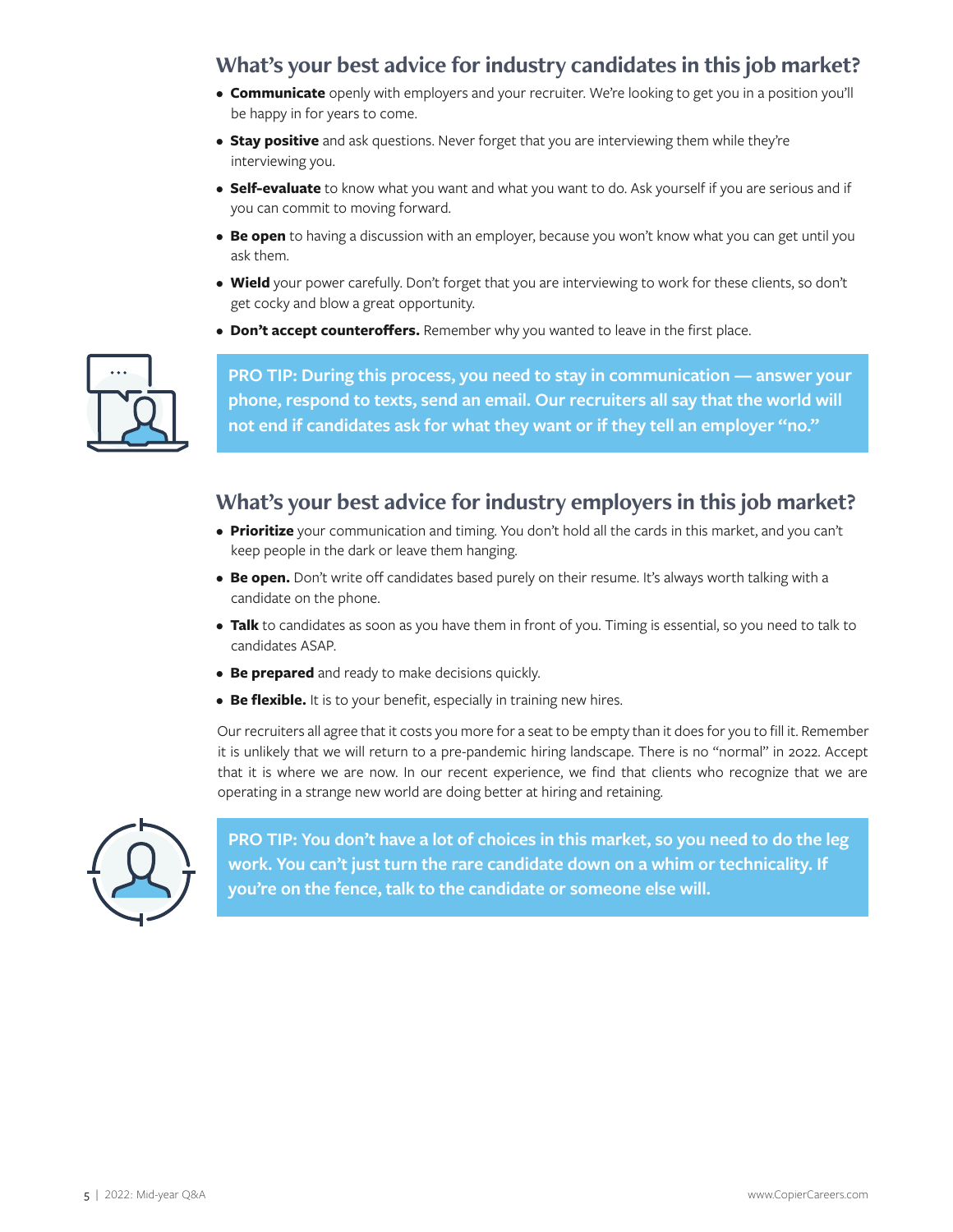## What's your best advice for industry candidates in this job market?

- **Communicate** openly with employers and your recruiter. We're looking to get you in a position you'll be happy in for years to come.
- **Stay positive** and ask questions. Never forget that you are interviewing them while they're interviewing you.
- **Self-evaluate** to know what you want and what you want to do. Ask yourself if you are serious and if you can commit to moving forward.
- **Be open** to having a discussion with an employer, because you won't know what you can get until you ask them.
- **Wield** your power carefully. Don't forget that you are interviewing to work for these clients, so don't get cocky and blow a great opportunity.
- **Don't accept counteroffers.** Remember why you wanted to leave in the first place.

**PRO TIP: During this process, you need to stay in communication — answer your phone, respond to texts, send an email. Our recruiters all say that the world will not end if candidates ask for what they want or if they tell an employer "no."**

## What's your best advice for industry employers in this job market?

- **Prioritize** your communication and timing. You don't hold all the cards in this market, and you can't keep people in the dark or leave them hanging.
- **Be open.** Don't write off candidates based purely on their resume. It's always worth talking with a candidate on the phone.
- **Talk** to candidates as soon as you have them in front of you. Timing is essential, so you need to talk to candidates ASAP.
- **Be prepared** and ready to make decisions quickly.
- **Be flexible.** It is to your benefit, especially in training new hires.

Our recruiters all agree that it costs you more for a seat to be empty than it does for you to fill it. Remember it is unlikely that we will return to a pre-pandemic hiring landscape. There is no "normal" in 2022. Accept that it is where we are now. In our recent experience, we find that clients who recognize that we are operating in a strange new world are doing better at hiring and retaining.

**PRO TIP: You don't have a lot of choices in this market, so you need to do the leg work. You can't just turn the rare candidate down on a whim or technicality. If you're on the fence, talk to the candidate or someone else will.**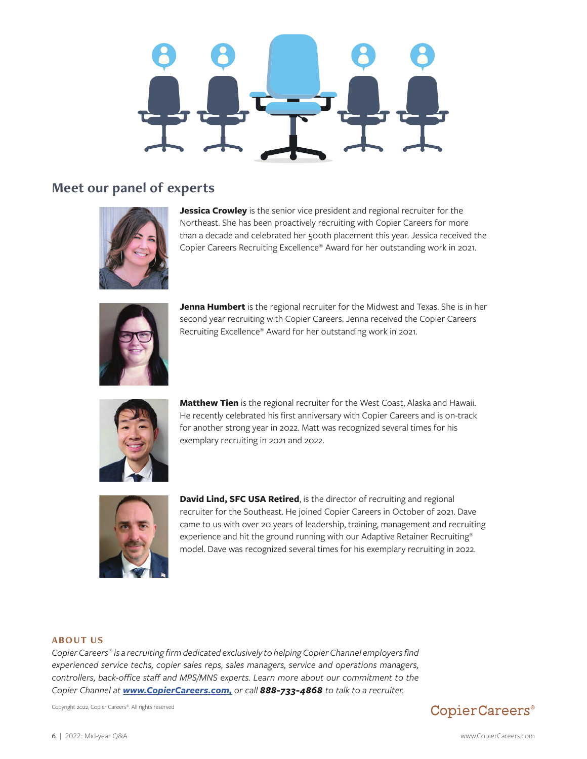## Meet our panel of experts

**Jessica Crowley** is the senior vice president and regional recruiter for the Northeast. She has been proactively recruiting with Copier Careers for more than a decade and celebrated her 500th placement this year. Jessica received the Copier Careers Recruiting Excellence® Award for her outstanding work in 2021.

**Jenna Humbert** is the regional recruiter for the Midwest and Texas. She is in her second year recruiting with Copier Careers. Jenna received the Copier Careers Recruiting Excellence® Award for her outstanding work in 2021.

**Matthew Tien** is the regional recruiter for the West Coast, Alaska and Hawaii. He recently celebrated his first anniversary with Copier Careers and is on-track for another strong year in 2022. Matt was recognized several times for his exemplary recruiting in 2021 and 2022.

**David Lind, SFC USA Retired**, is the director of recruiting and regional recruiter for the Southeast. He joined Copier Careers in October of 2021. Dave came to us with over 20 years of leadership, training, management and recruiting experience and hit the ground running with our Adaptive Retainer Recruiting® model. Dave was recognized several times for his exemplary recruiting in 2022.

### ABOUT US

*Copier Careers® is a recruiting firm dedicated exclusively to helping Copier Channel employers find experienced service techs, copier sales reps, sales managers, service and operations managers, controllers, back-office staff and MPS/MNS experts. Learn more about our commitment to the Copier Channel at* ***www.CopierCareers.com,*** *or call* ***888-733-4868*** *to talk to a recruiter.*

Copyright 2022, Copier Careers®. All rights reserved

CopierCareers®